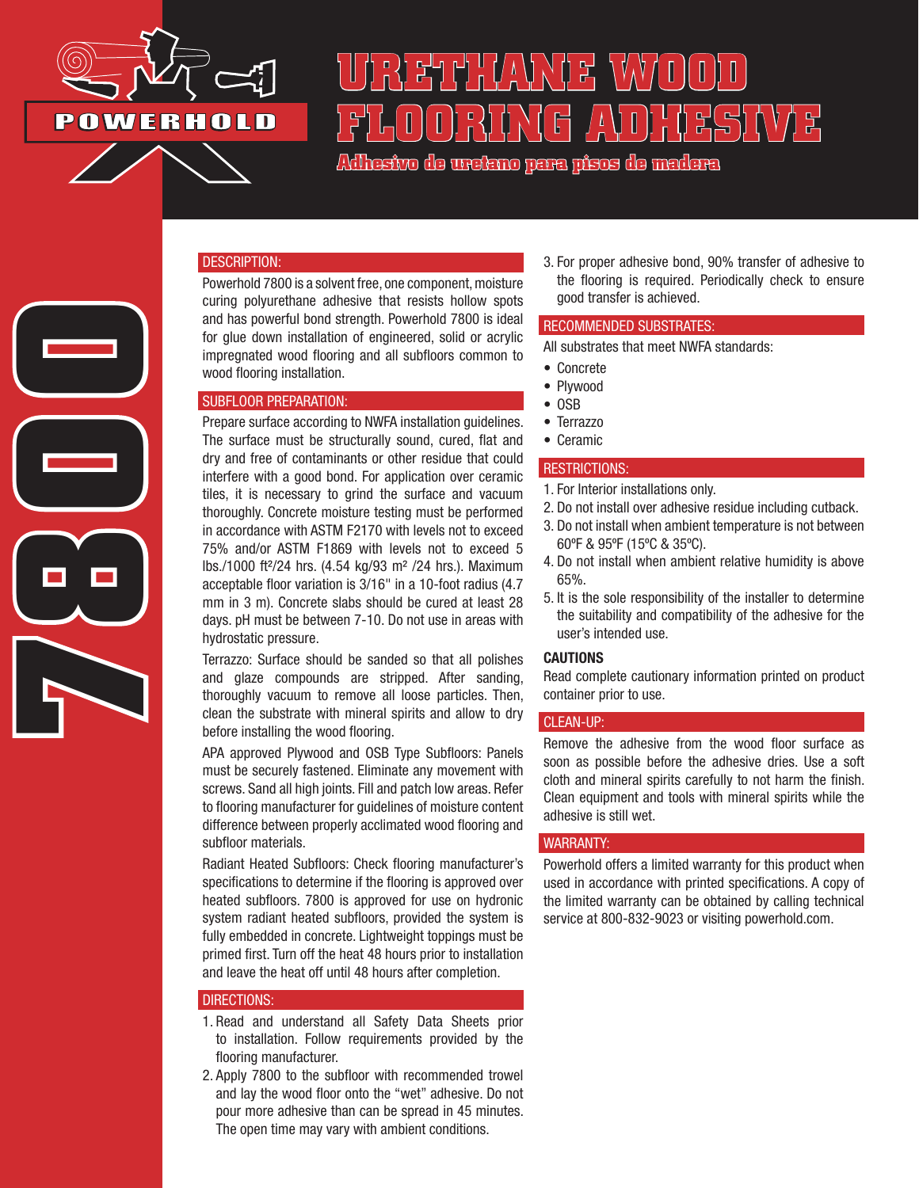POWERHOLD

# URETHANE WOOD FLOORING ADHESIVE

**Adhesivo de uretano para pisos de madera**

7800

## DESCRIPTION:

Powerhold 7800 is a solvent free, one component, moisture curing polyurethane adhesive that resists hollow spots and has powerful bond strength. Powerhold 7800 is ideal for glue down installation of engineered, solid or acrylic impregnated wood flooring and all subfloors common to wood flooring installation.

## SUBFLOOR PREPARATION:

Prepare surface according to NWFA installation guidelines. The surface must be structurally sound, cured, flat and dry and free of contaminants or other residue that could interfere with a good bond. For application over ceramic tiles, it is necessary to grind the surface and vacuum thoroughly. Concrete moisture testing must be performed in accordance with ASTM F2170 with levels not to exceed 75% and/or ASTM F1869 with levels not to exceed 5 lbs./1000 ft²/24 hrs. (4.54 kg/93 m² /24 hrs.). Maximum acceptable floor variation is 3/16" in a 10-foot radius (4.7 mm in 3 m). Concrete slabs should be cured at least 28 days. pH must be between 7-10. Do not use in areas with hydrostatic pressure.

Terrazzo: Surface should be sanded so that all polishes and glaze compounds are stripped. After sanding, thoroughly vacuum to remove all loose particles. Then, clean the substrate with mineral spirits and allow to dry before installing the wood flooring.

APA approved Plywood and OSB Type Subfloors: Panels must be securely fastened. Eliminate any movement with screws. Sand all high joints. Fill and patch low areas. Refer to flooring manufacturer for guidelines of moisture content difference between properly acclimated wood flooring and subfloor materials.

Radiant Heated Subfloors: Check flooring manufacturer's specifications to determine if the flooring is approved over heated subfloors. 7800 is approved for use on hydronic system radiant heated subfloors, provided the system is fully embedded in concrete. Lightweight toppings must be primed first. Turn off the heat 48 hours prior to installation and leave the heat off until 48 hours after completion.

## DIRECTIONS:

1. Read and understand all Safety Data Sheets prior to installation. Follow requirements provided by the flooring manufacturer.
2. Apply 7800 to the subfloor with recommended trowel and lay the wood floor onto the "wet" adhesive. Do not pour more adhesive than can be spread in 45 minutes. The open time may vary with ambient conditions.
3. For proper adhesive bond, 90% transfer of adhesive to the flooring is required. Periodically check to ensure good transfer is achieved.

## RECOMMENDED SUBSTRATES:

All substrates that meet NWFA standards:

- Concrete
- Plywood
- OSB
- Terrazzo
- Ceramic

## RESTRICTIONS:

1. For Interior installations only.
2. Do not install over adhesive residue including cutback.
3. Do not install when ambient temperature is not between 60ºF & 95ºF (15ºC & 35ºC).
4. Do not install when ambient relative humidity is above 65%.
5. It is the sole responsibility of the installer to determine the suitability and compatibility of the adhesive for the user's intended use.

### CAUTIONS

Read complete cautionary information printed on product container prior to use.

## CLEAN-UP:

Remove the adhesive from the wood floor surface as soon as possible before the adhesive dries. Use a soft cloth and mineral spirits carefully to not harm the finish. Clean equipment and tools with mineral spirits while the adhesive is still wet.

## WARRANTY:

Powerhold offers a limited warranty for this product when used in accordance with printed specifications. A copy of the limited warranty can be obtained by calling technical service at 800-832-9023 or visiting powerhold.com.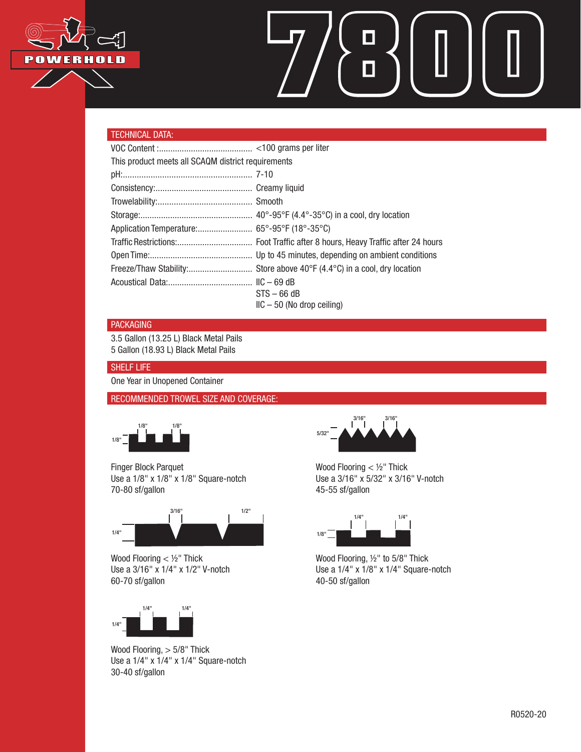# 7800

## TECHNICAL DATA:

| | |
|---|---|
| VOC Content : | <100 grams per liter |
| This product meets all SCAQM district requirements | |
| pH: | 7-10 |
| Consistency: | Creamy liquid |
| Trowelability: | Smooth |
| Storage: | 40°-95°F (4.4°-35°C) in a cool, dry location |
| Application Temperature: | 65°-95°F (18°-35°C) |
| Traffic Restrictions: | Foot Traffic after 8 hours, Heavy Traffic after 24 hours |
| Open Time: | Up to 45 minutes, depending on ambient conditions |
| Freeze/Thaw Stability: | Store above 40°F (4.4°C) in a cool, dry location |
| Acoustical Data: | IIC – 69 dB<br>STS – 66 dB<br>IIC – 50 (No drop ceiling) |

## PACKAGING

3.5 Gallon (13.25 L) Black Metal Pails
5 Gallon (18.93 L) Black Metal Pails

## SHELF LIFE

One Year in Unopened Container

## RECOMMENDED TROWEL SIZE AND COVERAGE:

1/8" 1/8" 1/8"

Finger Block Parquet
Use a 1/8" x 1/8" x 1/8" Square-notch
70-80 sf/gallon

3/16" 3/16" 5/32"

Wood Flooring < ½" Thick
Use a 3/16" x 5/32" x 3/16" V-notch
45-55 sf/gallon

3/16" 1/2" 1/4"

Wood Flooring < ½" Thick
Use a 3/16" x 1/4" x 1/2" V-notch
60-70 sf/gallon

1/4" 1/4" 1/8"

Wood Flooring, ½" to 5/8" Thick
Use a 1/4" x 1/8" x 1/4" Square-notch
40-50 sf/gallon

1/4" 1/4" 1/4"

Wood Flooring, > 5/8" Thick
Use a 1/4" x 1/4" x 1/4" Square-notch
30-40 sf/gallon

R0520-20